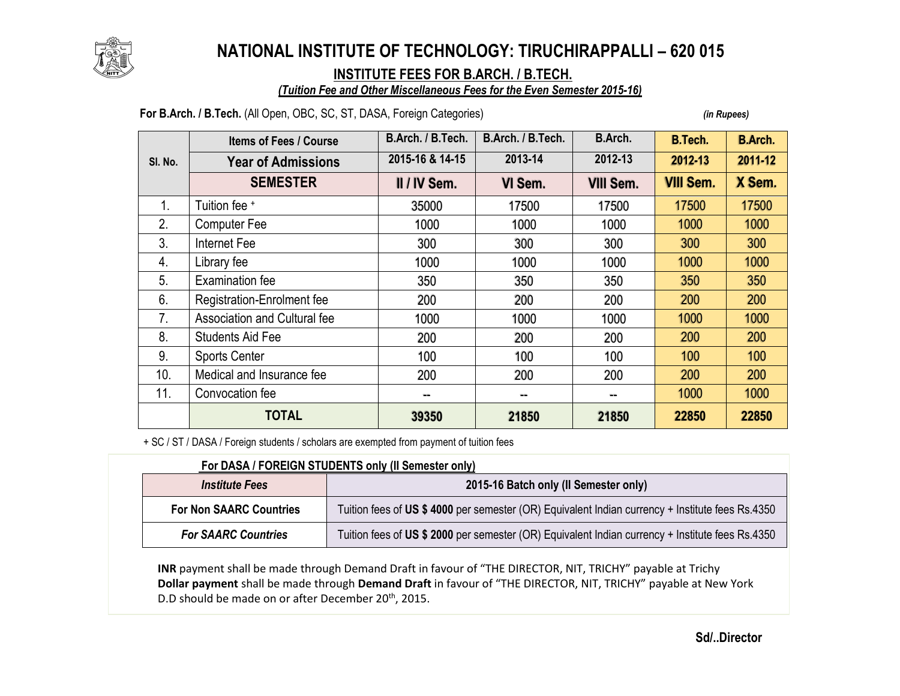# NATIONAL INSTITUTE OF TECHNOLOGY: TIRUCHIRAPPALLI – 620 015

## INSTITUTE FEES FOR B.ARCH. / B.TECH.

***(Tuition Fee and Other Miscellaneous Fees for the Even Semester 2015-16)***

**For B.Arch. / B.Tech.** (All Open, OBC, SC, ST, DASA, Foreign Categories) *(in Rupees)*

| Sl. No. | Items of Fees / Course | B.Arch. / B.Tech. | B.Arch. / B.Tech. | B.Arch. | B.Tech. | B.Arch. |
|---|---|---|---|---|---|---|
| | Year of Admissions | 2015-16 & 14-15 | 2013-14 | 2012-13 | 2012-13 | 2011-12 |
| | SEMESTER | II / IV Sem. | VI Sem. | VIII Sem. | VIII Sem. | X Sem. |
| 1. | Tuition fee + | 35000 | 17500 | 17500 | 17500 | 17500 |
| 2. | Computer Fee | 1000 | 1000 | 1000 | 1000 | 1000 |
| 3. | Internet Fee | 300 | 300 | 300 | 300 | 300 |
| 4. | Library fee | 1000 | 1000 | 1000 | 1000 | 1000 |
| 5. | Examination fee | 350 | 350 | 350 | 350 | 350 |
| 6. | Registration-Enrolment fee | 200 | 200 | 200 | 200 | 200 |
| 7. | Association and Cultural fee | 1000 | 1000 | 1000 | 1000 | 1000 |
| 8. | Students Aid Fee | 200 | 200 | 200 | 200 | 200 |
| 9. | Sports Center | 100 | 100 | 100 | 100 | 100 |
| 10. | Medical and Insurance fee | 200 | 200 | 200 | 200 | 200 |
| 11. | Convocation fee | -- | -- | -- | 1000 | 1000 |
| | **TOTAL** | **39350** | **21850** | **21850** | **22850** | **22850** |

+ SC / ST / DASA / Foreign students / scholars are exempted from payment of tuition fees

**For DASA / FOREIGN STUDENTS only (II Semester only)**

| *Institute Fees* | 2015-16 Batch only (II Semester only) |
|---|---|
| **For Non SAARC Countries** | Tuition fees of **US $ 4000** per semester (OR) Equivalent Indian currency + Institute fees Rs.4350 |
| ***For SAARC Countries*** | Tuition fees of **US $ 2000** per semester (OR) Equivalent Indian currency + Institute fees Rs.4350 |

**INR** payment shall be made through Demand Draft in favour of "THE DIRECTOR, NIT, TRICHY" payable at Trichy
**Dollar payment** shall be made through **Demand Draft** in favour of "THE DIRECTOR, NIT, TRICHY" payable at New York
D.D should be made on or after December 20th, 2015.

**Sd/..Director**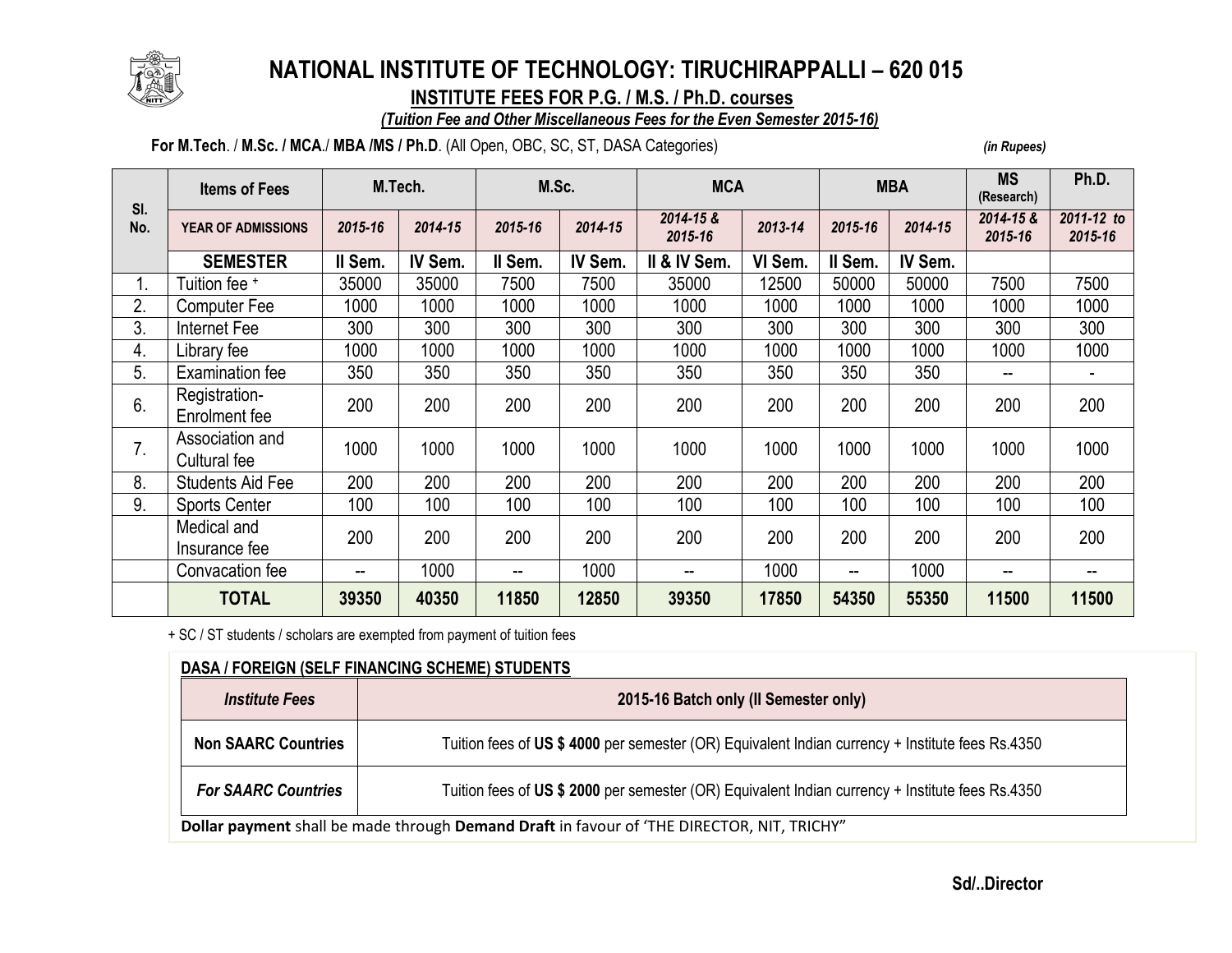# NATIONAL INSTITUTE OF TECHNOLOGY: TIRUCHIRAPPALLI – 620 015

## INSTITUTE FEES FOR P.G. / M.S. / Ph.D. courses

***(Tuition Fee and Other Miscellaneous Fees for the Even Semester 2015-16)***

**For M.Tech**. / **M.Sc. / MCA**./ **MBA /MS / Ph.D**. (All Open, OBC, SC, ST, DASA Categories) *(in Rupees)*

| Sl. No. | Items of Fees | M.Tech. | | M.Sc. | | MCA | | MBA | | MS (Research) | Ph.D. |
|---|---|---|---|---|---|---|---|---|---|---|---|
| | YEAR OF ADMISSIONS | 2015-16 | 2014-15 | 2015-16 | 2014-15 | 2014-15 & 2015-16 | 2013-14 | 2015-16 | 2014-15 | 2014-15 & 2015-16 | 2011-12 to 2015-16 |
| | **SEMESTER** | **II Sem.** | **IV Sem.** | **II Sem.** | **IV Sem.** | **II & IV Sem.** | **VI Sem.** | **II Sem.** | **IV Sem.** | | |
| 1. | Tuition fee + | 35000 | 35000 | 7500 | 7500 | 35000 | 12500 | 50000 | 50000 | 7500 | 7500 |
| 2. | Computer Fee | 1000 | 1000 | 1000 | 1000 | 1000 | 1000 | 1000 | 1000 | 1000 | 1000 |
| 3. | Internet Fee | 300 | 300 | 300 | 300 | 300 | 300 | 300 | 300 | 300 | 300 |
| 4. | Library fee | 1000 | 1000 | 1000 | 1000 | 1000 | 1000 | 1000 | 1000 | 1000 | 1000 |
| 5. | Examination fee | 350 | 350 | 350 | 350 | 350 | 350 | 350 | 350 | -- | - |
| 6. | Registration-Enrolment fee | 200 | 200 | 200 | 200 | 200 | 200 | 200 | 200 | 200 | 200 |
| 7. | Association and Cultural fee | 1000 | 1000 | 1000 | 1000 | 1000 | 1000 | 1000 | 1000 | 1000 | 1000 |
| 8. | Students Aid Fee | 200 | 200 | 200 | 200 | 200 | 200 | 200 | 200 | 200 | 200 |
| 9. | Sports Center | 100 | 100 | 100 | 100 | 100 | 100 | 100 | 100 | 100 | 100 |
| | Medical and Insurance fee | 200 | 200 | 200 | 200 | 200 | 200 | 200 | 200 | 200 | 200 |
| | Convacation fee | -- | 1000 | -- | 1000 | -- | 1000 | -- | 1000 | -- | -- |
| | **TOTAL** | **39350** | **40350** | **11850** | **12850** | **39350** | **17850** | **54350** | **55350** | **11500** | **11500** |

+ SC / ST students / scholars are exempted from payment of tuition fees

**DASA / FOREIGN (SELF FINANCING SCHEME) STUDENTS**

| *Institute Fees* | 2015-16 Batch only (II Semester only) |
|---|---|
| **Non SAARC Countries** | Tuition fees of **US $ 4000** per semester (OR) Equivalent Indian currency + Institute fees Rs.4350 |
| ***For SAARC Countries*** | Tuition fees of **US $ 2000** per semester (OR) Equivalent Indian currency + Institute fees Rs.4350 |

**Dollar payment** shall be made through **Demand Draft** in favour of 'THE DIRECTOR, NIT, TRICHY"

**Sd/..Director**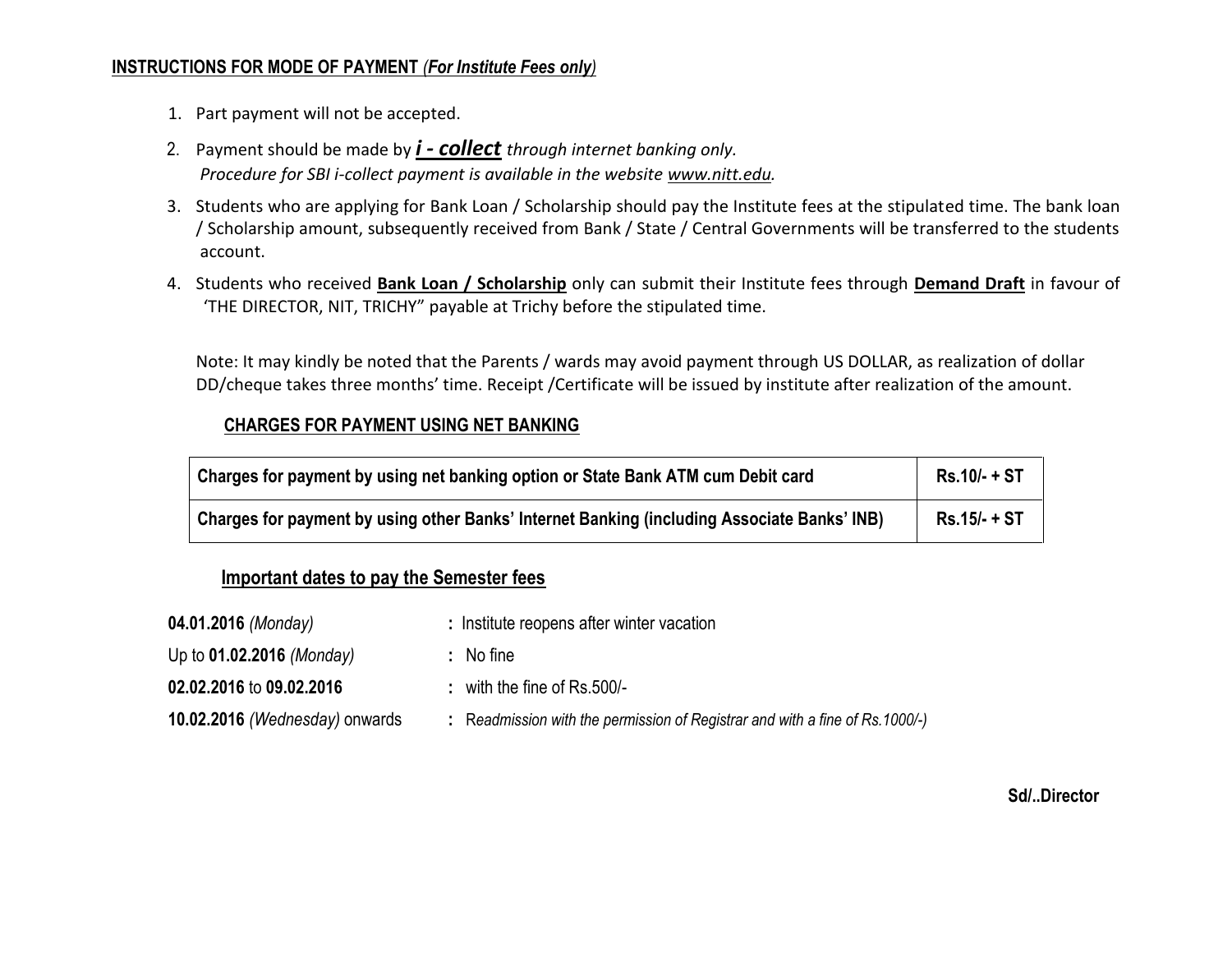**INSTRUCTIONS FOR MODE OF PAYMENT** ***(For Institute Fees only)***

1. Part payment will not be accepted.
2. Payment should be made by ***i - collect*** *through internet banking only.*
   *Procedure for SBI i-collect payment is available in the website www.nitt.edu.*
3. Students who are applying for Bank Loan / Scholarship should pay the Institute fees at the stipulated time. The bank loan / Scholarship amount, subsequently received from Bank / State / Central Governments will be transferred to the students account.
4. Students who received **Bank Loan / Scholarship** only can submit their Institute fees through **Demand Draft** in favour of 'THE DIRECTOR, NIT, TRICHY" payable at Trichy before the stipulated time.

Note: It may kindly be noted that the Parents / wards may avoid payment through US DOLLAR, as realization of dollar DD/cheque takes three months' time. Receipt /Certificate will be issued by institute after realization of the amount.

**CHARGES FOR PAYMENT USING NET BANKING**

| | |
|---|---|
| **Charges for payment by using net banking option or State Bank ATM cum Debit card** | **Rs.10/- + ST** |
| **Charges for payment by using other Banks' Internet Banking (including Associate Banks' INB)** | **Rs.15/- + ST** |

**Important dates to pay the Semester fees**

**04.01.2016** *(Monday)* : Institute reopens after winter vacation

Up to **01.02.2016** *(Monday)* : No fine

**02.02.2016** to **09.02.2016** : with the fine of Rs.500/-

**10.02.2016** *(Wednesday)* onwards : *Readmission with the permission of Registrar and with a fine of Rs.1000/-)*

**Sd/..Director**